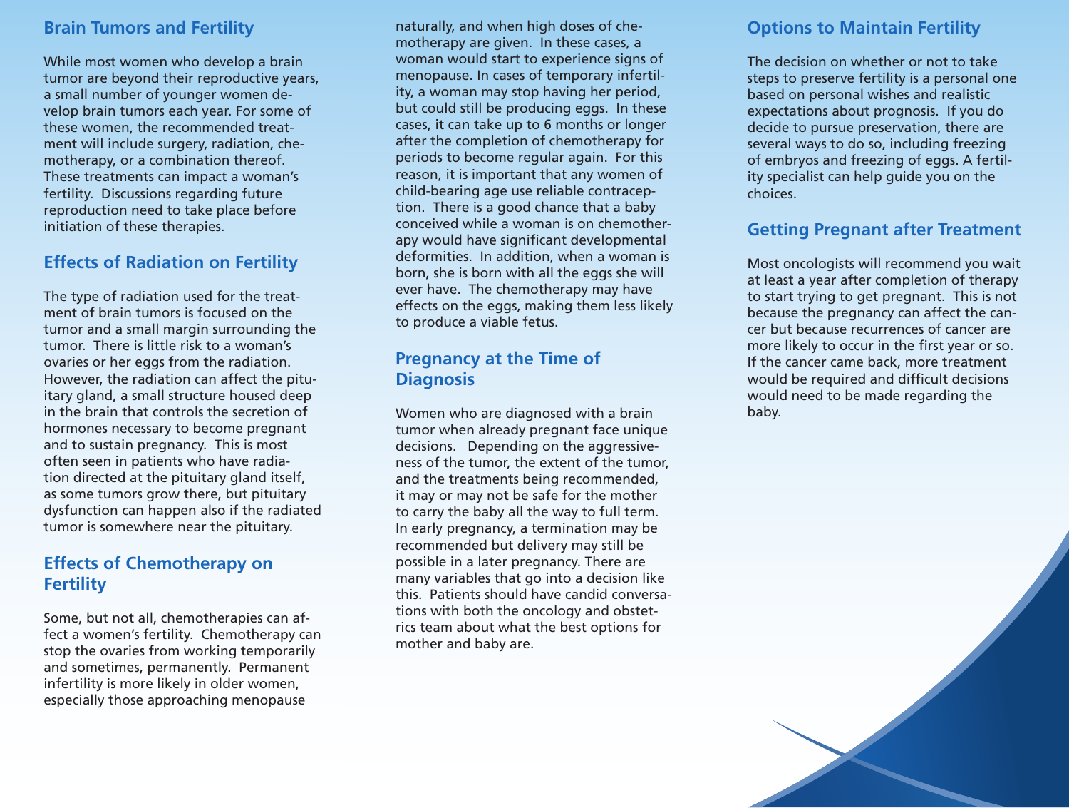## Brain Tumors and Fertility

While most women who develop a brain tumor are beyond their reproductive years, a small number of younger women develop brain tumors each year. For some of these women, the recommended treatment will include surgery, radiation, chemotherapy, or a combination thereof. These treatments can impact a woman's fertility. Discussions regarding future reproduction need to take place before initiation of these therapies.

## Effects of Radiation on Fertility

The type of radiation used for the treatment of brain tumors is focused on the tumor and a small margin surrounding the tumor. There is little risk to a woman's ovaries or her eggs from the radiation. However, the radiation can affect the pituitary gland, a small structure housed deep in the brain that controls the secretion of hormones necessary to become pregnant and to sustain pregnancy. This is most often seen in patients who have radiation directed at the pituitary gland itself, as some tumors grow there, but pituitary dysfunction can happen also if the radiated tumor is somewhere near the pituitary.

## Effects of Chemotherapy on Fertility

Some, but not all, chemotherapies can affect a women's fertility. Chemotherapy can stop the ovaries from working temporarily and sometimes, permanently. Permanent infertility is more likely in older women, especially those approaching menopause naturally, and when high doses of chemotherapy are given. In these cases, a woman would start to experience signs of menopause. In cases of temporary infertility, a woman may stop having her period, but could still be producing eggs. In these cases, it can take up to 6 months or longer after the completion of chemotherapy for periods to become regular again. For this reason, it is important that any women of child-bearing age use reliable contraception. There is a good chance that a baby conceived while a woman is on chemotherapy would have significant developmental deformities. In addition, when a woman is born, she is born with all the eggs she will ever have. The chemotherapy may have effects on the eggs, making them less likely to produce a viable fetus.

## Pregnancy at the Time of Diagnosis

Women who are diagnosed with a brain tumor when already pregnant face unique decisions. Depending on the aggressiveness of the tumor, the extent of the tumor, and the treatments being recommended, it may or may not be safe for the mother to carry the baby all the way to full term. In early pregnancy, a termination may be recommended but delivery may still be possible in a later pregnancy. There are many variables that go into a decision like this. Patients should have candid conversations with both the oncology and obstetrics team about what the best options for mother and baby are.

## Options to Maintain Fertility

The decision on whether or not to take steps to preserve fertility is a personal one based on personal wishes and realistic expectations about prognosis. If you do decide to pursue preservation, there are several ways to do so, including freezing of embryos and freezing of eggs. A fertility specialist can help guide you on the choices.

## Getting Pregnant after Treatment

Most oncologists will recommend you wait at least a year after completion of therapy to start trying to get pregnant. This is not because the pregnancy can affect the cancer but because recurrences of cancer are more likely to occur in the first year or so. If the cancer came back, more treatment would be required and difficult decisions would need to be made regarding the baby.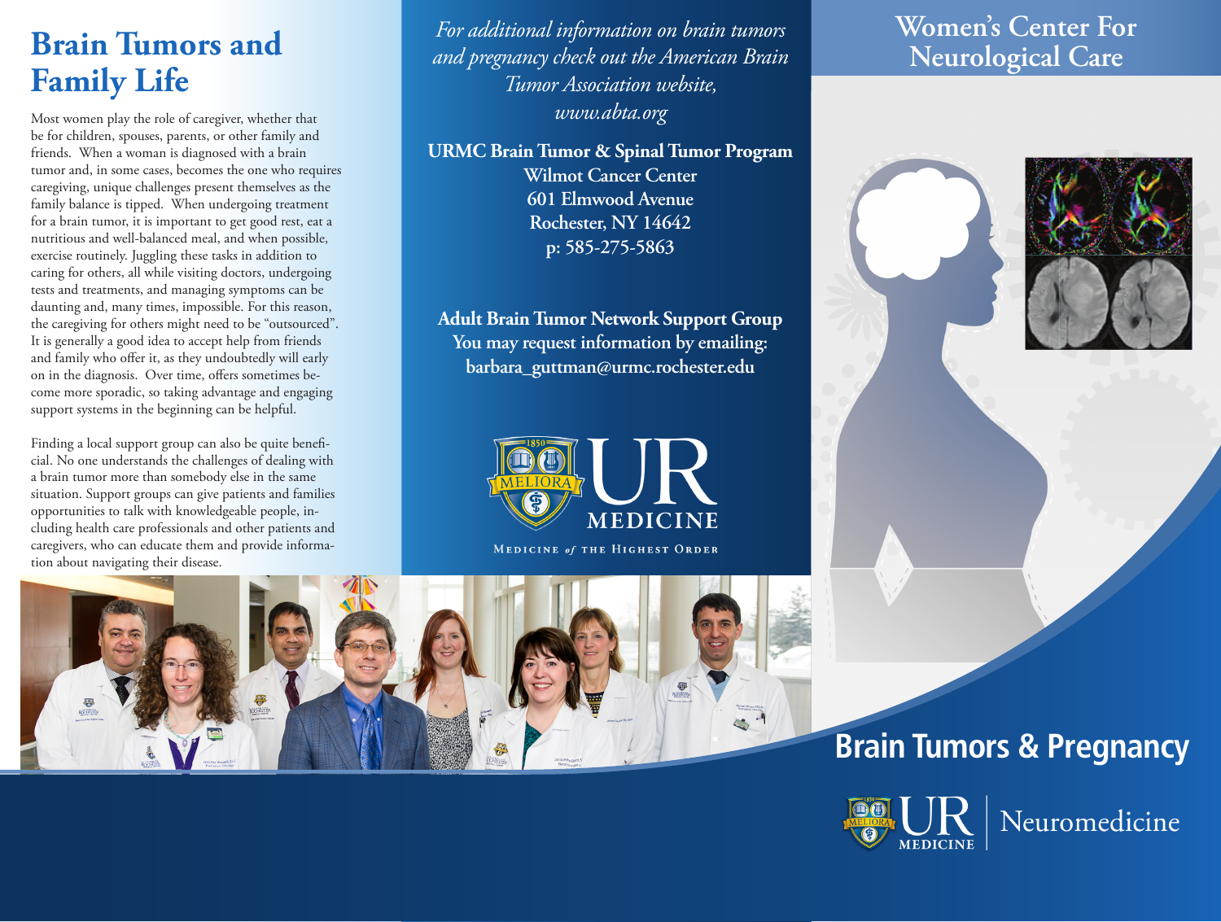# Brain Tumors and Family Life

Most women play the role of caregiver, whether that be for children, spouses, parents, or other family and friends. When a woman is diagnosed with a brain tumor and, in some cases, becomes the one who requires caregiving, unique challenges present themselves as the family balance is tipped. When undergoing treatment for a brain tumor, it is important to get good rest, eat a nutritious and well-balanced meal, and when possible, exercise routinely. Juggling these tasks in addition to caring for others, all while visiting doctors, undergoing tests and treatments, and managing symptoms can be daunting and, many times, impossible. For this reason, the caregiving for others might need to be "outsourced". It is generally a good idea to accept help from friends and family who offer it, as they undoubtedly will early on in the diagnosis. Over time, offers sometimes become more sporadic, so taking advantage and engaging support systems in the beginning can be helpful.

Finding a local support group can also be quite beneficial. No one understands the challenges of dealing with a brain tumor more than somebody else in the same situation. Support groups can give patients and families opportunities to talk with knowledgeable people, including health care professionals and other patients and caregivers, who can educate them and provide information about navigating their disease.

*For additional information on brain tumors and pregnancy check out the American Brain Tumor Association website, www.abta.org*

**URMC Brain Tumor & Spinal Tumor Program**
**Wilmot Cancer Center**
**601 Elmwood Avenue**
**Rochester, NY 14642**
**p: 585-275-5863**

**Adult Brain Tumor Network Support Group**
**You may request information by emailing:**
**barbara_guttman@urmc.rochester.edu**

UR MEDICINE
MEDICINE *of* THE HIGHEST ORDER

## Women's Center For Neurological Care

# Brain Tumors & Pregnancy

UR MEDICINE | Neuromedicine